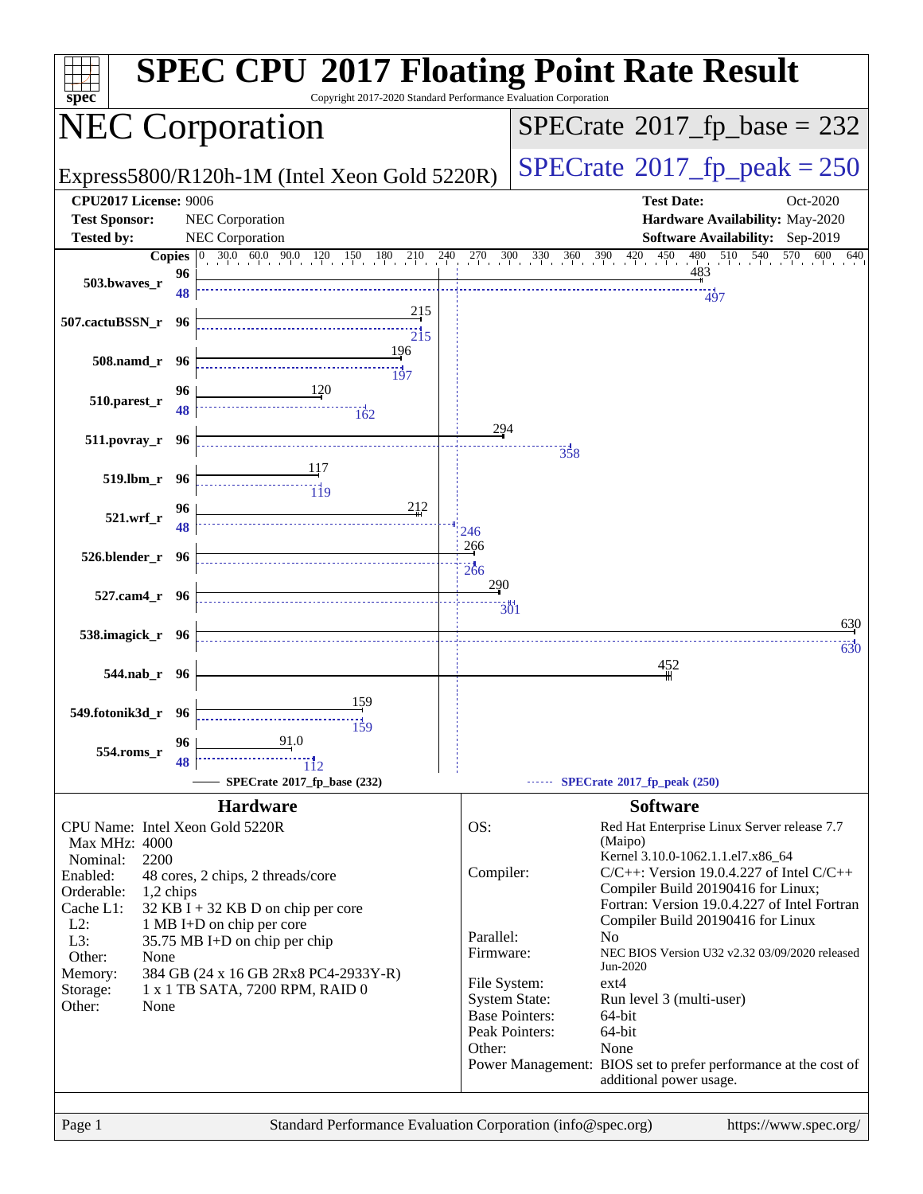# SPEC CPU 2017 Floating Point Rate Result

Copyright 2017-2020 Standard Performance Evaluation Corporation

## NEC Corporation

Express5800/R120h-1M (Intel Xeon Gold 5220R)

SPECrate 2017_fp_base = 232

SPECrate 2017_fp_peak = 250

**CPU2017 License:** 9006
**Test Sponsor:** NEC Corporation
**Tested by:** NEC Corporation

**Test Date:** Oct-2020
**Hardware Availability:** May-2020
**Software Availability:** Sep-2019

| Benchmark | Copies (base) | Base | Copies (peak) | Peak |
|---|---|---|---|---|
| 503.bwaves_r | 96 | 483 | 48 | 497 |
| 507.cactuBSSN_r | 96 | 215 | 96 | 215 |
| 508.namd_r | 96 | 196 | 96 | 197 |
| 510.parest_r | 96 | 120 | 48 | 162 |
| 511.povray_r | 96 | 294 | 96 | 358 |
| 519.lbm_r | 96 | 117 | 96 | 119 |
| 521.wrf_r | 96 | 212 | 48 | 246 |
| 526.blender_r | 96 | 266 | 96 | 266 |
| 527.cam4_r | 96 | 290 | 96 | 301 |
| 538.imagick_r | 96 | 630 | 96 | 630 |
| 544.nab_r | 96 | 452 | | |
| 549.fotonik3d_r | 96 | 159 | 96 | 159 |
| 554.roms_r | 96 | 91.0 | 48 | 112 |

SPECrate 2017_fp_base (232) — SPECrate 2017_fp_peak (250)

### Hardware

- CPU Name: Intel Xeon Gold 5220R
- Max MHz: 4000
- Nominal: 2200
- Enabled: 48 cores, 2 chips, 2 threads/core
- Orderable: 1,2 chips
- Cache L1: 32 KB I + 32 KB D on chip per core
- L2: 1 MB I+D on chip per core
- L3: 35.75 MB I+D on chip per chip
- Other: None
- Memory: 384 GB (24 x 16 GB 2Rx8 PC4-2933Y-R)
- Storage: 1 x 1 TB SATA, 7200 RPM, RAID 0
- Other: None

### Software

- OS: Red Hat Enterprise Linux Server release 7.7 (Maipo)
  Kernel 3.10.0-1062.1.1.el7.x86_64
- Compiler: C/C++: Version 19.0.4.227 of Intel C/C++ Compiler Build 20190416 for Linux;
  Fortran: Version 19.0.4.227 of Intel Fortran Compiler Build 20190416 for Linux
- Parallel: No
- Firmware: NEC BIOS Version U32 v2.32 03/09/2020 released Jun-2020
- File System: ext4
- System State: Run level 3 (multi-user)
- Base Pointers: 64-bit
- Peak Pointers: 64-bit
- Other: None
- Power Management: BIOS set to prefer performance at the cost of additional power usage.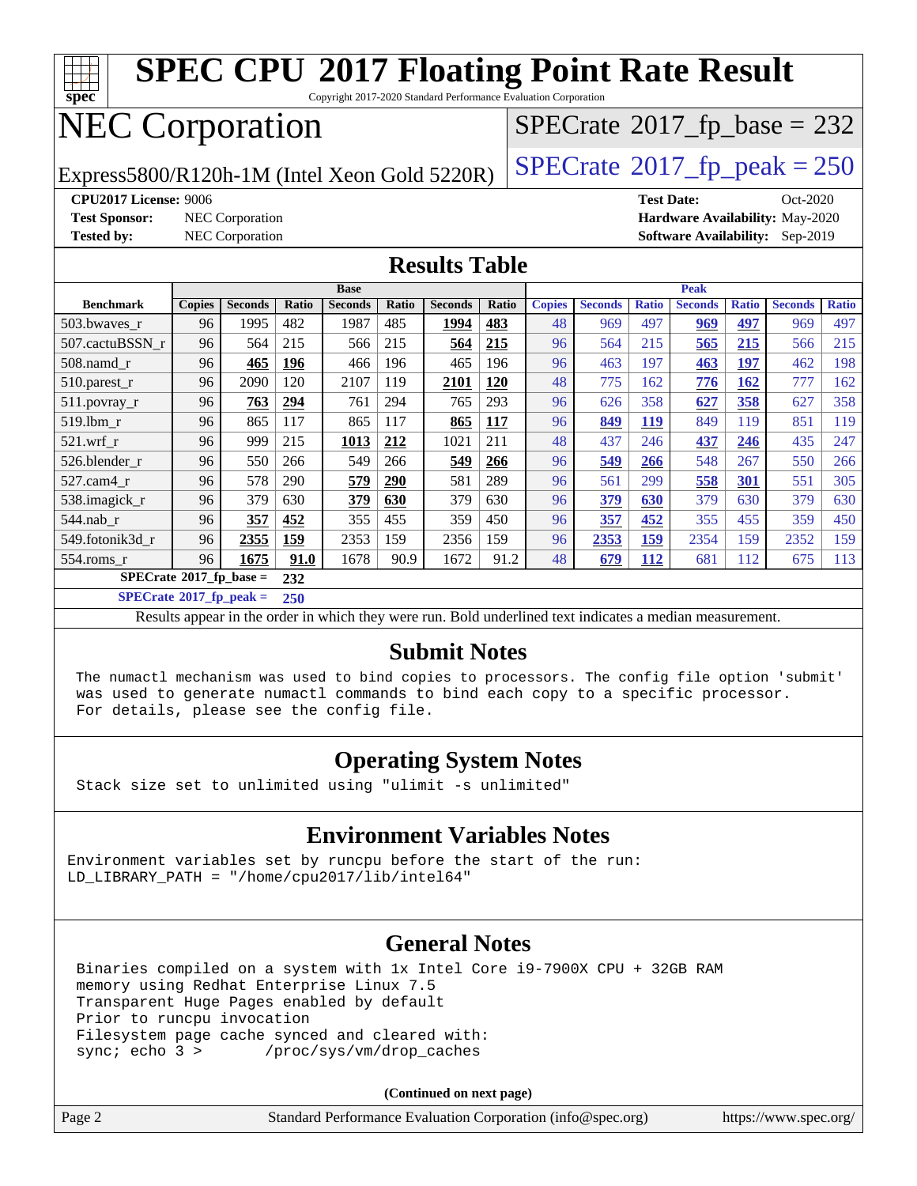# SPEC CPU 2017 Floating Point Rate Result

Copyright 2017-2020 Standard Performance Evaluation Corporation

# NEC Corporation

Express5800/R120h-1M (Intel Xeon Gold 5220R)

SPECrate 2017_fp_base = 232

SPECrate 2017_fp_peak = 250

**CPU2017 License:** 9006
**Test Sponsor:** NEC Corporation
**Tested by:** NEC Corporation

**Test Date:** Oct-2020
**Hardware Availability:** May-2020
**Software Availability:** Sep-2019

## Results Table

| Benchmark | Base | | | | | | | Peak | | | | | | |
|---|---|---|---|---|---|---|---|---|---|---|---|---|---|---|
| | Copies | Seconds | Ratio | Seconds | Ratio | Seconds | Ratio | Copies | Seconds | Ratio | Seconds | Ratio | Seconds | Ratio |
| 503.bwaves_r | 96 | 1995 | 482 | 1987 | 485 | **1994** | **483** | 48 | 969 | 497 | **969** | **497** | 969 | 497 |
| 507.cactuBSSN_r | 96 | 564 | 215 | 566 | 215 | **564** | **215** | 96 | 564 | 215 | **565** | **215** | 566 | 215 |
| 508.namd_r | 96 | **465** | **196** | 466 | 196 | 465 | 196 | 96 | 463 | 197 | **463** | **197** | 462 | 198 |
| 510.parest_r | 96 | 2090 | 120 | 2107 | 119 | **2101** | **120** | 48 | 775 | 162 | **776** | **162** | 777 | 162 |
| 511.povray_r | 96 | **763** | **294** | 761 | 294 | 765 | 293 | 96 | 626 | 358 | **627** | **358** | 627 | 358 |
| 519.lbm_r | 96 | 865 | 117 | 865 | 117 | **865** | **117** | 96 | **849** | **119** | 849 | 119 | 851 | 119 |
| 521.wrf_r | 96 | 999 | 215 | **1013** | **212** | 1021 | 211 | 48 | 437 | 246 | **437** | **246** | 435 | 247 |
| 526.blender_r | 96 | 550 | 266 | 549 | 266 | **549** | **266** | 96 | **549** | **266** | 548 | 267 | 550 | 266 |
| 527.cam4_r | 96 | 578 | 290 | **579** | **290** | 581 | 289 | 96 | 561 | 299 | **558** | **301** | 551 | 305 |
| 538.imagick_r | 96 | 379 | 630 | **379** | **630** | 379 | 630 | 96 | **379** | **630** | 379 | 630 | 379 | 630 |
| 544.nab_r | 96 | **357** | **452** | 355 | 455 | 359 | 450 | 96 | **357** | **452** | 355 | 455 | 359 | 450 |
| 549.fotonik3d_r | 96 | **2355** | **159** | 2353 | 159 | 2356 | 159 | 96 | **2353** | **159** | 2354 | 159 | 2352 | 159 |
| 554.roms_r | 96 | **1675** | **91.0** | 1678 | 90.9 | 1672 | 91.2 | 48 | **679** | **112** | 681 | 112 | 675 | 113 |

**SPECrate 2017_fp_base = 232**

**SPECrate 2017_fp_peak = 250**

Results appear in the order in which they were run. Bold underlined text indicates a median measurement.

## Submit Notes

```
The numactl mechanism was used to bind copies to processors. The config file option 'submit'
was used to generate numactl commands to bind each copy to a specific processor.
For details, please see the config file.
```

## Operating System Notes

```
Stack size set to unlimited using "ulimit -s unlimited"
```

## Environment Variables Notes

```
Environment variables set by runcpu before the start of the run:
LD_LIBRARY_PATH = "/home/cpu2017/lib/intel64"
```

## General Notes

```
Binaries compiled on a system with 1x Intel Core i9-7900X CPU + 32GB RAM
memory using Redhat Enterprise Linux 7.5
Transparent Huge Pages enabled by default
Prior to runcpu invocation
Filesystem page cache synced and cleared with:
sync; echo 3 >       /proc/sys/vm/drop_caches
```

**(Continued on next page)**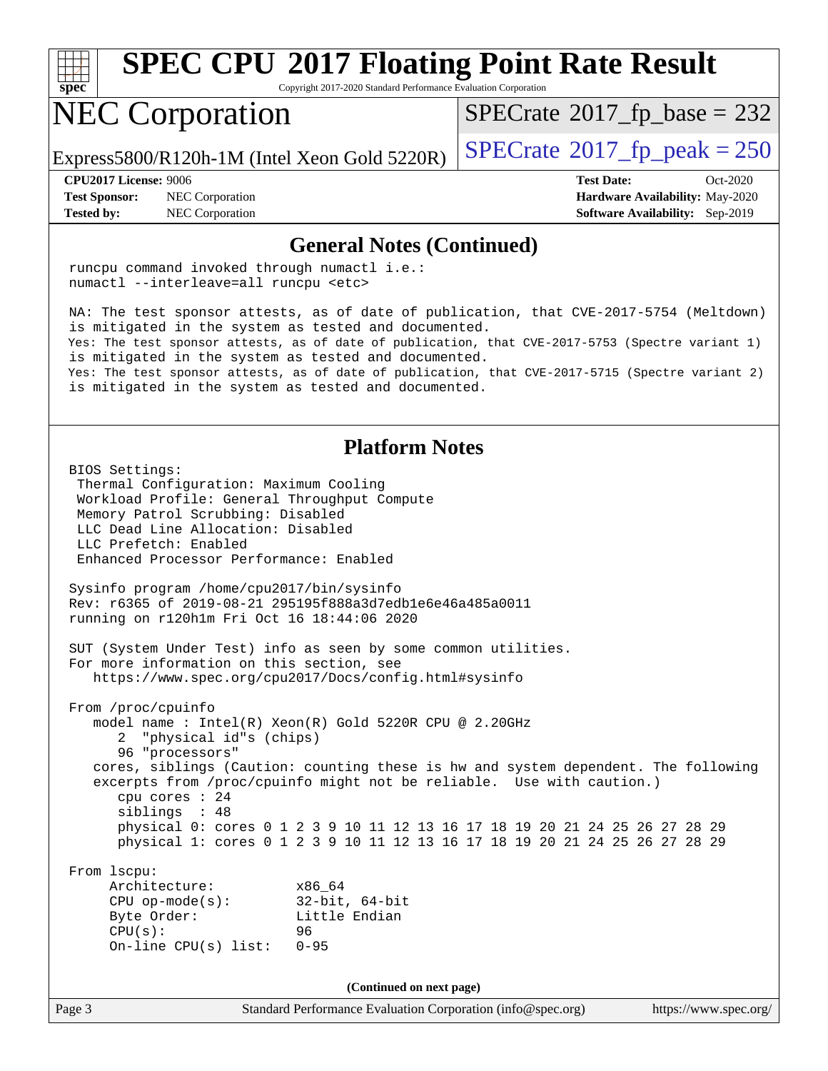# SPEC CPU 2017 Floating Point Rate Result

Copyright 2017-2020 Standard Performance Evaluation Corporation

## NEC Corporation

Express5800/R120h-1M (Intel Xeon Gold 5220R)

SPECrate 2017_fp_base = 232

SPECrate 2017_fp_peak = 250

**CPU2017 License:** 9006
**Test Sponsor:** NEC Corporation
**Tested by:** NEC Corporation

**Test Date:** Oct-2020
**Hardware Availability:** May-2020
**Software Availability:** Sep-2019

### General Notes (Continued)

```
runcpu command invoked through numactl i.e.:
numactl --interleave=all runcpu <etc>

NA: The test sponsor attests, as of date of publication, that CVE-2017-5754 (Meltdown)
is mitigated in the system as tested and documented.
Yes: The test sponsor attests, as of date of publication, that CVE-2017-5753 (Spectre variant 1)
is mitigated in the system as tested and documented.
Yes: The test sponsor attests, as of date of publication, that CVE-2017-5715 (Spectre variant 2)
is mitigated in the system as tested and documented.
```

### Platform Notes

```
BIOS Settings:
 Thermal Configuration: Maximum Cooling
 Workload Profile: General Throughput Compute
 Memory Patrol Scrubbing: Disabled
 LLC Dead Line Allocation: Disabled
 LLC Prefetch: Enabled
 Enhanced Processor Performance: Enabled

Sysinfo program /home/cpu2017/bin/sysinfo
Rev: r6365 of 2019-08-21 295195f888a3d7edb1e6e46a485a0011
running on r120h1m Fri Oct 16 18:44:06 2020

SUT (System Under Test) info as seen by some common utilities.
For more information on this section, see
   https://www.spec.org/cpu2017/Docs/config.html#sysinfo

From /proc/cpuinfo
   model name : Intel(R) Xeon(R) Gold 5220R CPU @ 2.20GHz
      2  "physical id"s (chips)
      96 "processors"
   cores, siblings (Caution: counting these is hw and system dependent. The following
   excerpts from /proc/cpuinfo might not be reliable.  Use with caution.)
      cpu cores : 24
      siblings  : 48
      physical 0: cores 0 1 2 3 9 10 11 12 13 16 17 18 19 20 21 24 25 26 27 28 29
      physical 1: cores 0 1 2 3 9 10 11 12 13 16 17 18 19 20 21 24 25 26 27 28 29

From lscpu:
     Architecture:          x86_64
     CPU op-mode(s):        32-bit, 64-bit
     Byte Order:            Little Endian
     CPU(s):                96
     On-line CPU(s) list:   0-95
```

(Continued on next page)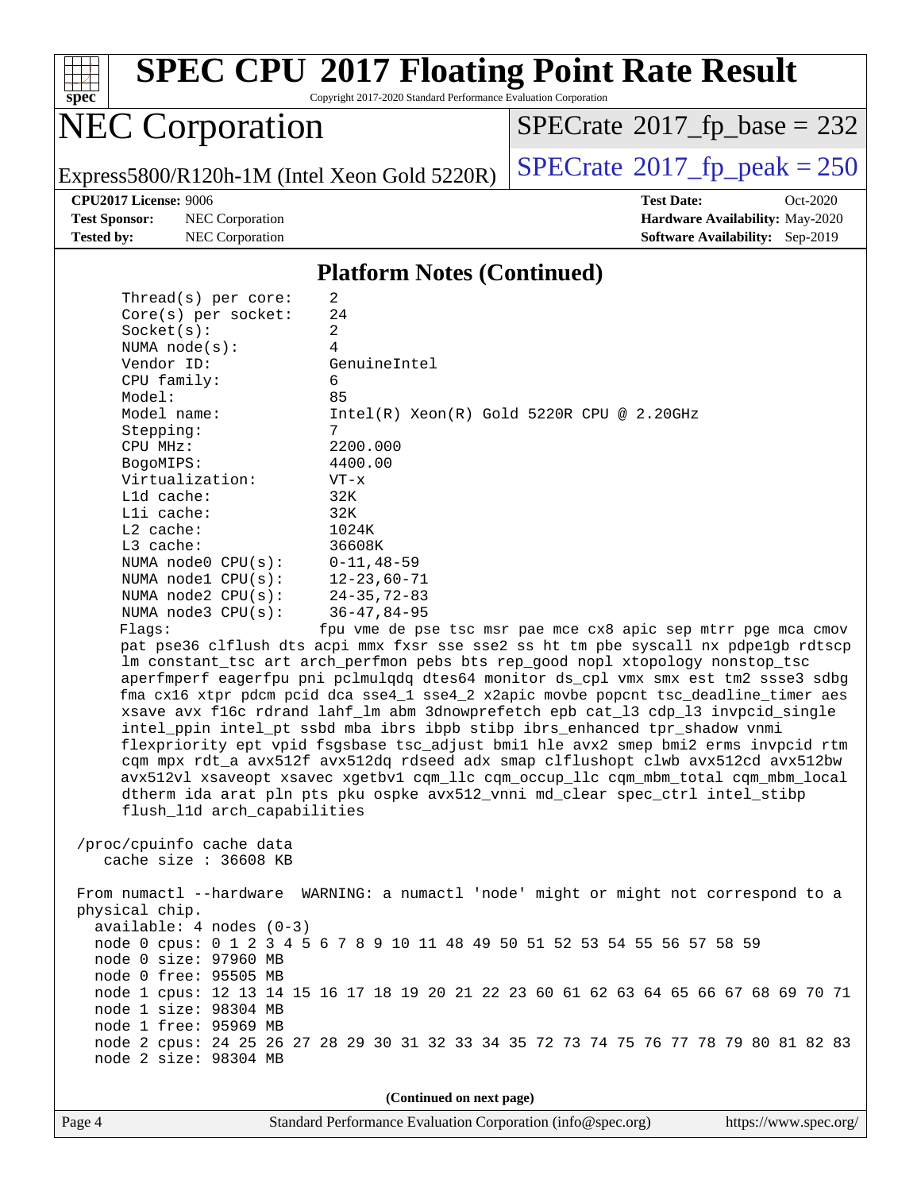# SPEC CPU 2017 Floating Point Rate Result

Copyright 2017-2020 Standard Performance Evaluation Corporation

## NEC Corporation

Express5800/R120h-1M (Intel Xeon Gold 5220R)

SPECrate 2017_fp_base = 232

SPECrate 2017_fp_peak = 250

**CPU2017 License:** 9006
**Test Sponsor:** NEC Corporation
**Tested by:** NEC Corporation

**Test Date:** Oct-2020
**Hardware Availability:** May-2020
**Software Availability:** Sep-2019

### Platform Notes (Continued)

```
     Thread(s) per core:   2
     Core(s) per socket:   24
     Socket(s):            2
     NUMA node(s):         4
     Vendor ID:            GenuineIntel
     CPU family:           6
     Model:                85
     Model name:           Intel(R) Xeon(R) Gold 5220R CPU @ 2.20GHz
     Stepping:             7
     CPU MHz:              2200.000
     BogoMIPS:             4400.00
     Virtualization:       VT-x
     L1d cache:            32K
     L1i cache:            32K
     L2 cache:             1024K
     L3 cache:             36608K
     NUMA node0 CPU(s):    0-11,48-59
     NUMA node1 CPU(s):    12-23,60-71
     NUMA node2 CPU(s):    24-35,72-83
     NUMA node3 CPU(s):    36-47,84-95
     Flags:                fpu vme de pse tsc msr pae mce cx8 apic sep mtrr pge mca cmov
     pat pse36 clflush dts acpi mmx fxsr sse sse2 ss ht tm pbe syscall nx pdpe1gb rdtscp
     lm constant_tsc art arch_perfmon pebs bts rep_good nopl xtopology nonstop_tsc
     aperfmperf eagerfpu pni pclmulqdq dtes64 monitor ds_cpl vmx smx est tm2 ssse3 sdbg
     fma cx16 xtpr pdcm pcid dca sse4_1 sse4_2 x2apic movbe popcnt tsc_deadline_timer aes
     xsave avx f16c rdrand lahf_lm abm 3dnowprefetch epb cat_l3 cdp_l3 invpcid_single
     intel_ppin intel_pt ssbd mba ibrs ibpb stibp ibrs_enhanced tpr_shadow vnmi
     flexpriority ept vpid fsgsbase tsc_adjust bmi1 hle avx2 smep bmi2 erms invpcid rtm
     cqm mpx rdt_a avx512f avx512dq rdseed adx smap clflushopt clwb avx512cd avx512bw
     avx512vl xsaveopt xsavec xgetbv1 cqm_llc cqm_occup_llc cqm_mbm_total cqm_mbm_local
     dtherm ida arat pln pts pku ospke avx512_vnni md_clear spec_ctrl intel_stibp
     flush_l1d arch_capabilities

 /proc/cpuinfo cache data
    cache size : 36608 KB

 From numactl --hardware  WARNING: a numactl 'node' might or might not correspond to a
 physical chip.
   available: 4 nodes (0-3)
   node 0 cpus: 0 1 2 3 4 5 6 7 8 9 10 11 48 49 50 51 52 53 54 55 56 57 58 59
   node 0 size: 97960 MB
   node 0 free: 95505 MB
   node 1 cpus: 12 13 14 15 16 17 18 19 20 21 22 23 60 61 62 63 64 65 66 67 68 69 70 71
   node 1 size: 98304 MB
   node 1 free: 95969 MB
   node 2 cpus: 24 25 26 27 28 29 30 31 32 33 34 35 72 73 74 75 76 77 78 79 80 81 82 83
   node 2 size: 98304 MB
```

(Continued on next page)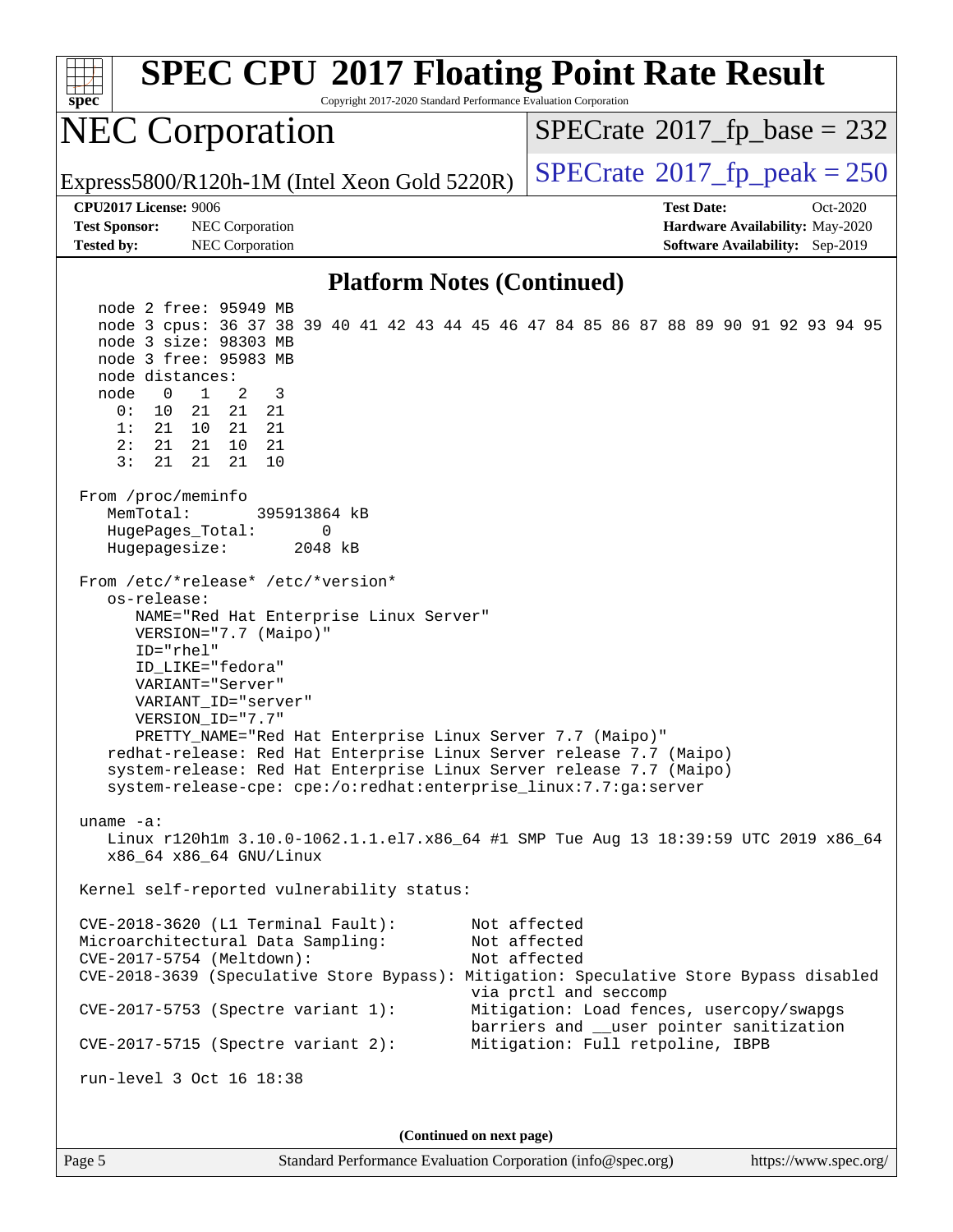# SPEC CPU 2017 Floating Point Rate Result

Copyright 2017-2020 Standard Performance Evaluation Corporation

## NEC Corporation

Express5800/R120h-1M (Intel Xeon Gold 5220R)

SPECrate 2017_fp_base = 232

SPECrate 2017_fp_peak = 250

**CPU2017 License:** 9006
**Test Sponsor:** NEC Corporation
**Tested by:** NEC Corporation

**Test Date:** Oct-2020
**Hardware Availability:** May-2020
**Software Availability:** Sep-2019

### Platform Notes (Continued)

```
    node 2 free: 95949 MB
    node 3 cpus: 36 37 38 39 40 41 42 43 44 45 46 47 84 85 86 87 88 89 90 91 92 93 94 95
    node 3 size: 98303 MB
    node 3 free: 95983 MB
    node distances:
    node   0   1   2   3
      0:  10  21  21  21
      1:  21  10  21  21
      2:  21  21  10  21
      3:  21  21  21  10

 From /proc/meminfo
    MemTotal:       395913864 kB
    HugePages_Total:       0
    Hugepagesize:       2048 kB

 From /etc/*release* /etc/*version*
    os-release:
       NAME="Red Hat Enterprise Linux Server"
       VERSION="7.7 (Maipo)"
       ID="rhel"
       ID_LIKE="fedora"
       VARIANT="Server"
       VARIANT_ID="server"
       VERSION_ID="7.7"
       PRETTY_NAME="Red Hat Enterprise Linux Server 7.7 (Maipo)"
    redhat-release: Red Hat Enterprise Linux Server release 7.7 (Maipo)
    system-release: Red Hat Enterprise Linux Server release 7.7 (Maipo)
    system-release-cpe: cpe:/o:redhat:enterprise_linux:7.7:ga:server

 uname -a:
    Linux r120h1m 3.10.0-1062.1.1.el7.x86_64 #1 SMP Tue Aug 13 18:39:59 UTC 2019 x86_64
    x86_64 x86_64 GNU/Linux

 Kernel self-reported vulnerability status:

 CVE-2018-3620 (L1 Terminal Fault):        Not affected
 Microarchitectural Data Sampling:         Not affected
 CVE-2017-5754 (Meltdown):                 Not affected
 CVE-2018-3639 (Speculative Store Bypass): Mitigation: Speculative Store Bypass disabled
                                           via prctl and seccomp
 CVE-2017-5753 (Spectre variant 1):        Mitigation: Load fences, usercopy/swapgs
                                           barriers and __user pointer sanitization
 CVE-2017-5715 (Spectre variant 2):        Mitigation: Full retpoline, IBPB

 run-level 3 Oct 16 18:38
```

(Continued on next page)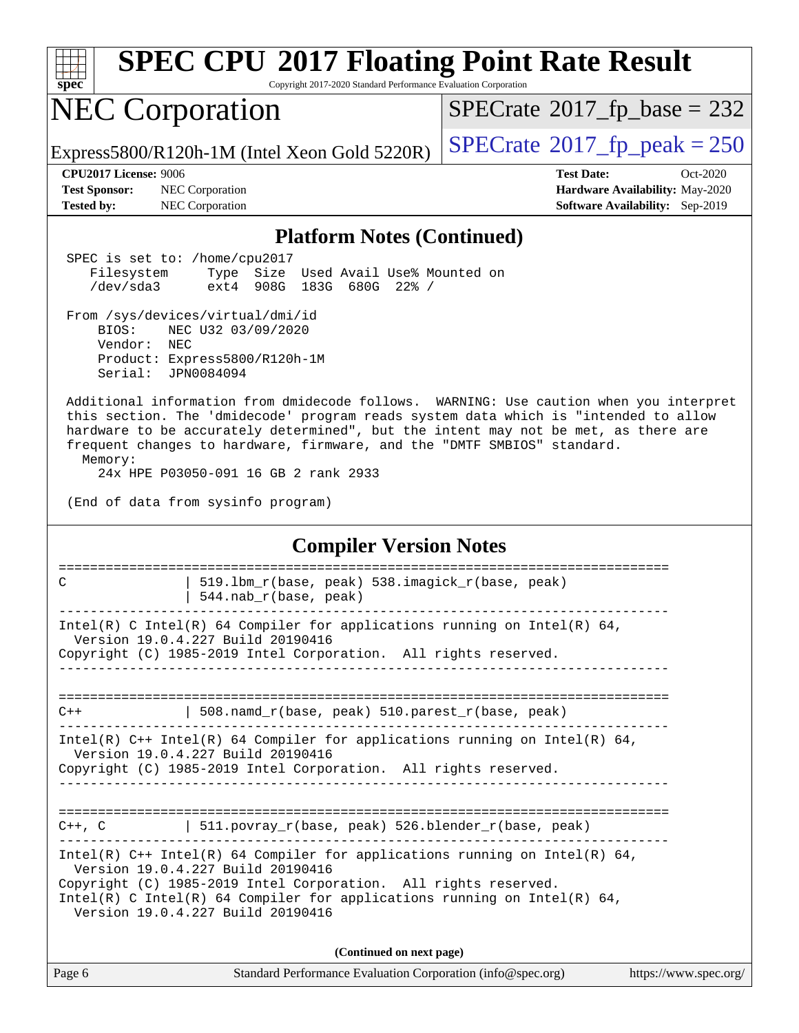## Platform Notes (Continued)

```
SPEC is set to: /home/cpu2017
   Filesystem     Type  Size  Used Avail Use% Mounted on
   /dev/sda3      ext4  908G  183G  680G  22% /

From /sys/devices/virtual/dmi/id
    BIOS:    NEC U32 03/09/2020
    Vendor:  NEC
    Product: Express5800/R120h-1M
    Serial:  JPN0084094

Additional information from dmidecode follows.  WARNING: Use caution when you interpret
this section. The 'dmidecode' program reads system data which is "intended to allow
hardware to be accurately determined", but the intent may not be met, as there are
frequent changes to hardware, firmware, and the "DMTF SMBIOS" standard.
  Memory:
     24x HPE P03050-091 16 GB 2 rank 2933

(End of data from sysinfo program)
```

## Compiler Version Notes

```
==============================================================================
C               | 519.lbm_r(base, peak) 538.imagick_r(base, peak)
                | 544.nab_r(base, peak)
------------------------------------------------------------------------------
Intel(R) C Intel(R) 64 Compiler for applications running on Intel(R) 64,
  Version 19.0.4.227 Build 20190416
Copyright (C) 1985-2019 Intel Corporation.  All rights reserved.
------------------------------------------------------------------------------

==============================================================================
C++             | 508.namd_r(base, peak) 510.parest_r(base, peak)
------------------------------------------------------------------------------
Intel(R) C++ Intel(R) 64 Compiler for applications running on Intel(R) 64,
  Version 19.0.4.227 Build 20190416
Copyright (C) 1985-2019 Intel Corporation.  All rights reserved.
------------------------------------------------------------------------------

==============================================================================
C++, C          | 511.povray_r(base, peak) 526.blender_r(base, peak)
------------------------------------------------------------------------------
Intel(R) C++ Intel(R) 64 Compiler for applications running on Intel(R) 64,
  Version 19.0.4.227 Build 20190416
Copyright (C) 1985-2019 Intel Corporation.  All rights reserved.
Intel(R) C Intel(R) 64 Compiler for applications running on Intel(R) 64,
  Version 19.0.4.227 Build 20190416
```

(Continued on next page)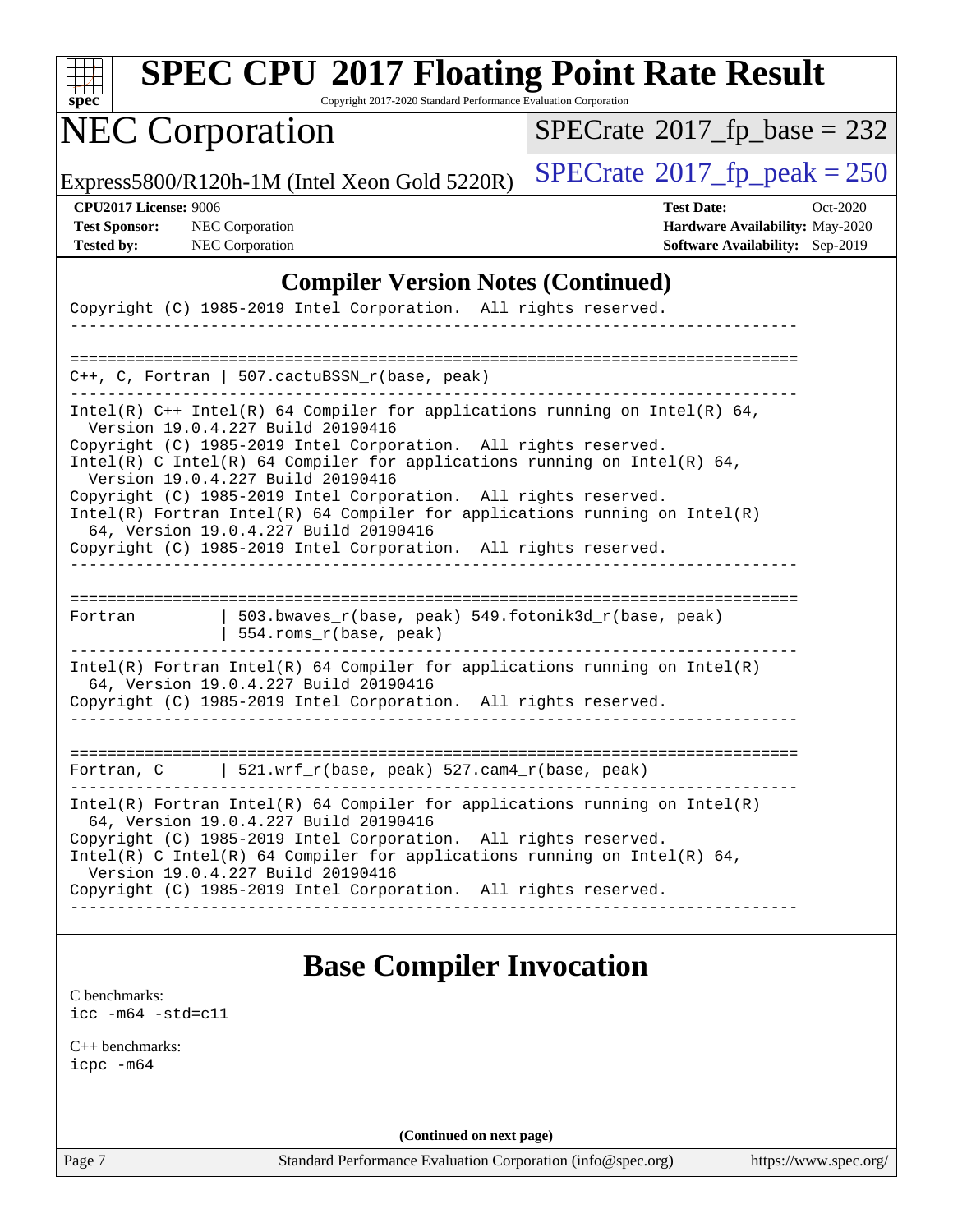## Compiler Version Notes (Continued)

```
Copyright (C) 1985-2019 Intel Corporation.  All rights reserved.
------------------------------------------------------------------------------

==============================================================================
C++, C, Fortran | 507.cactuBSSN_r(base, peak)
------------------------------------------------------------------------------
Intel(R) C++ Intel(R) 64 Compiler for applications running on Intel(R) 64,
  Version 19.0.4.227 Build 20190416
Copyright (C) 1985-2019 Intel Corporation.  All rights reserved.
Intel(R) C Intel(R) 64 Compiler for applications running on Intel(R) 64,
  Version 19.0.4.227 Build 20190416
Copyright (C) 1985-2019 Intel Corporation.  All rights reserved.
Intel(R) Fortran Intel(R) 64 Compiler for applications running on Intel(R)
  64, Version 19.0.4.227 Build 20190416
Copyright (C) 1985-2019 Intel Corporation.  All rights reserved.
------------------------------------------------------------------------------

==============================================================================
Fortran         | 503.bwaves_r(base, peak) 549.fotonik3d_r(base, peak)
                | 554.roms_r(base, peak)
------------------------------------------------------------------------------
Intel(R) Fortran Intel(R) 64 Compiler for applications running on Intel(R)
  64, Version 19.0.4.227 Build 20190416
Copyright (C) 1985-2019 Intel Corporation.  All rights reserved.
------------------------------------------------------------------------------

==============================================================================
Fortran, C      | 521.wrf_r(base, peak) 527.cam4_r(base, peak)
------------------------------------------------------------------------------
Intel(R) Fortran Intel(R) 64 Compiler for applications running on Intel(R)
  64, Version 19.0.4.227 Build 20190416
Copyright (C) 1985-2019 Intel Corporation.  All rights reserved.
Intel(R) C Intel(R) 64 Compiler for applications running on Intel(R) 64,
  Version 19.0.4.227 Build 20190416
Copyright (C) 1985-2019 Intel Corporation.  All rights reserved.
------------------------------------------------------------------------------
```

## Base Compiler Invocation

C benchmarks:
`icc -m64 -std=c11`

C++ benchmarks:
`icpc -m64`

**(Continued on next page)**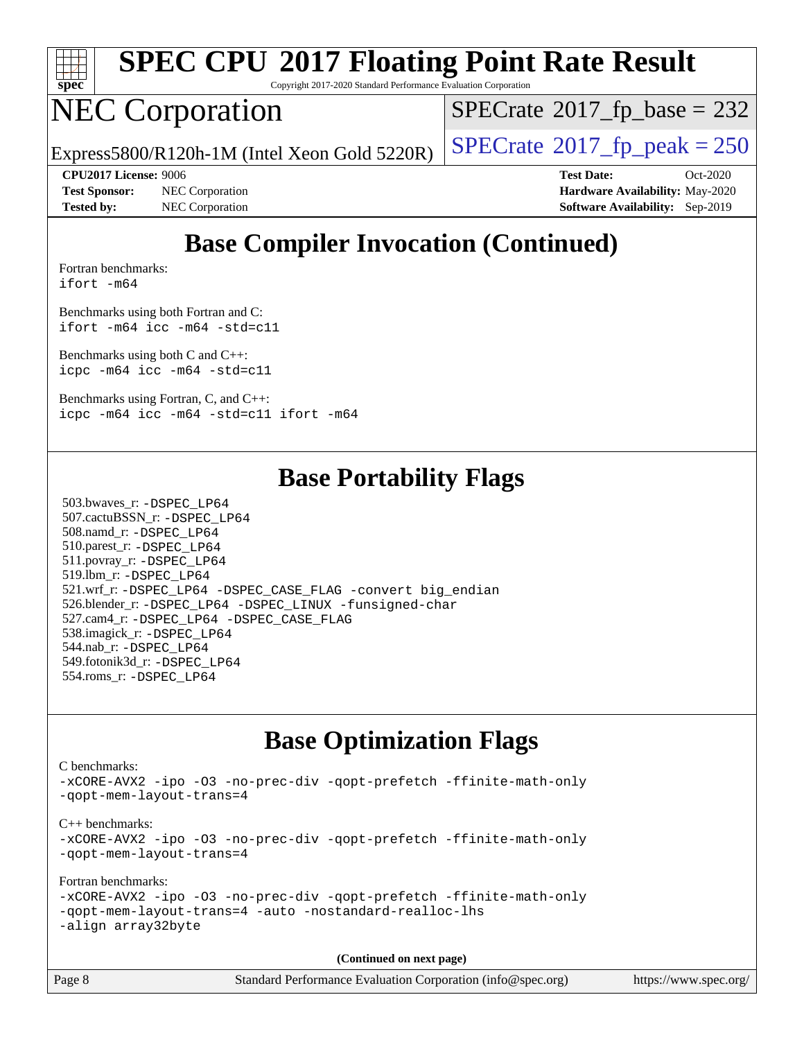# Base Compiler Invocation (Continued)

Fortran benchmarks:
`ifort -m64`

Benchmarks using both Fortran and C:
`ifort -m64 icc -m64 -std=c11`

Benchmarks using both C and C++:
`icpc -m64 icc -m64 -std=c11`

Benchmarks using Fortran, C, and C++:
`icpc -m64 icc -m64 -std=c11 ifort -m64`

# Base Portability Flags

503.bwaves_r: `-DSPEC_LP64`
507.cactuBSSN_r: `-DSPEC_LP64`
508.namd_r: `-DSPEC_LP64`
510.parest_r: `-DSPEC_LP64`
511.povray_r: `-DSPEC_LP64`
519.lbm_r: `-DSPEC_LP64`
521.wrf_r: `-DSPEC_LP64 -DSPEC_CASE_FLAG -convert big_endian`
526.blender_r: `-DSPEC_LP64 -DSPEC_LINUX -funsigned-char`
527.cam4_r: `-DSPEC_LP64 -DSPEC_CASE_FLAG`
538.imagick_r: `-DSPEC_LP64`
544.nab_r: `-DSPEC_LP64`
549.fotonik3d_r: `-DSPEC_LP64`
554.roms_r: `-DSPEC_LP64`

# Base Optimization Flags

C benchmarks:
`-xCORE-AVX2 -ipo -O3 -no-prec-div -qopt-prefetch -ffinite-math-only -qopt-mem-layout-trans=4`

C++ benchmarks:
`-xCORE-AVX2 -ipo -O3 -no-prec-div -qopt-prefetch -ffinite-math-only -qopt-mem-layout-trans=4`

Fortran benchmarks:
`-xCORE-AVX2 -ipo -O3 -no-prec-div -qopt-prefetch -ffinite-math-only -qopt-mem-layout-trans=4 -auto -nostandard-realloc-lhs -align array32byte`

**(Continued on next page)**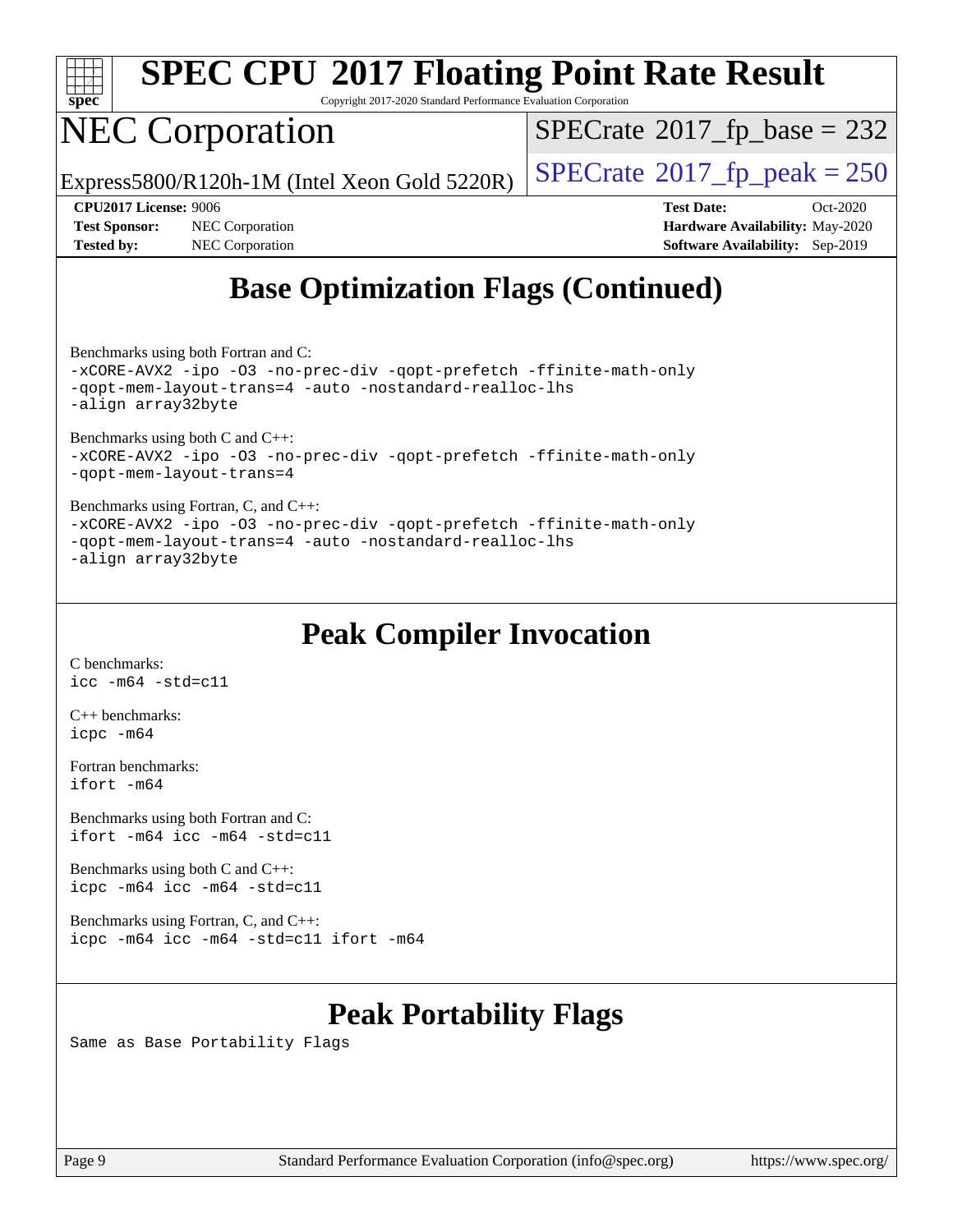## Base Optimization Flags (Continued)

Benchmarks using both Fortran and C:
```
-xCORE-AVX2 -ipo -O3 -no-prec-div -qopt-prefetch -ffinite-math-only
-qopt-mem-layout-trans=4 -auto -nostandard-realloc-lhs
-align array32byte
```

Benchmarks using both C and C++:
```
-xCORE-AVX2 -ipo -O3 -no-prec-div -qopt-prefetch -ffinite-math-only
-qopt-mem-layout-trans=4
```

Benchmarks using Fortran, C, and C++:
```
-xCORE-AVX2 -ipo -O3 -no-prec-div -qopt-prefetch -ffinite-math-only
-qopt-mem-layout-trans=4 -auto -nostandard-realloc-lhs
-align array32byte
```

## Peak Compiler Invocation

C benchmarks:
```
icc -m64 -std=c11
```

C++ benchmarks:
```
icpc -m64
```

Fortran benchmarks:
```
ifort -m64
```

Benchmarks using both Fortran and C:
```
ifort -m64 icc -m64 -std=c11
```

Benchmarks using both C and C++:
```
icpc -m64 icc -m64 -std=c11
```

Benchmarks using Fortran, C, and C++:
```
icpc -m64 icc -m64 -std=c11 ifort -m64
```

## Peak Portability Flags

Same as Base Portability Flags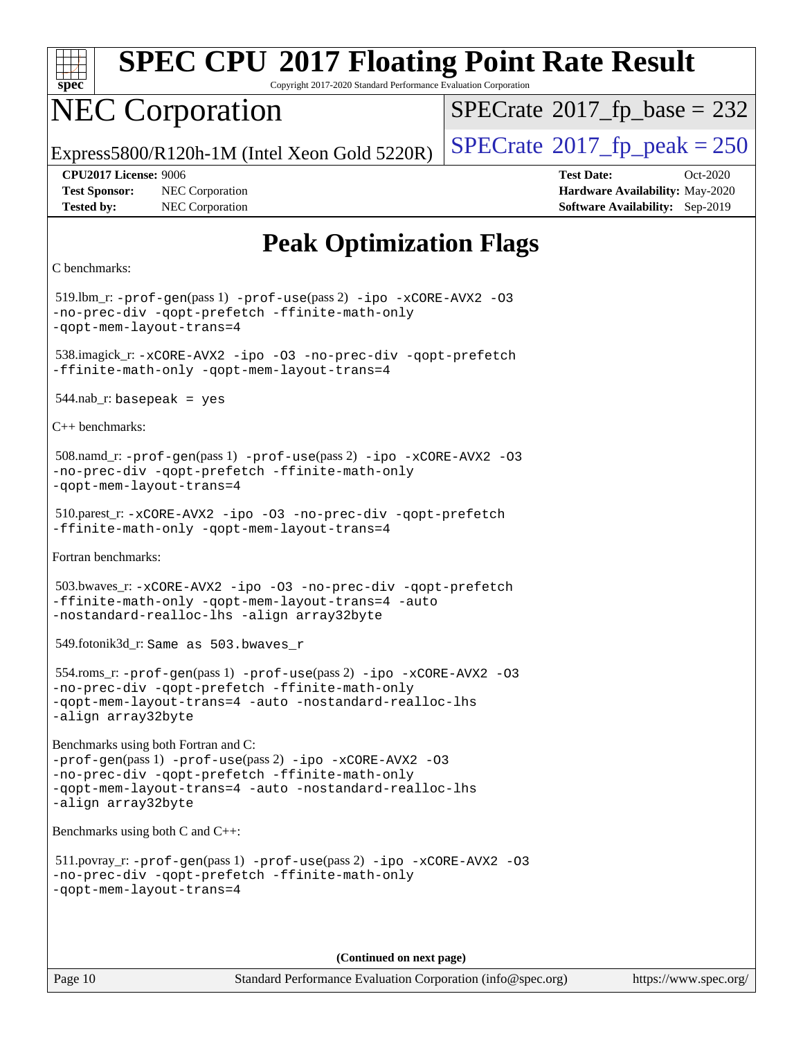# SPEC CPU 2017 Floating Point Rate Result

Copyright 2017-2020 Standard Performance Evaluation Corporation

## NEC Corporation

Express5800/R120h-1M (Intel Xeon Gold 5220R)

SPECrate 2017_fp_base = 232

SPECrate 2017_fp_peak = 250

**CPU2017 License:** 9006
**Test Sponsor:** NEC Corporation
**Tested by:** NEC Corporation

**Test Date:** Oct-2020
**Hardware Availability:** May-2020
**Software Availability:** Sep-2019

## Peak Optimization Flags

C benchmarks:

519.lbm_r: `-prof-gen`(pass 1) `-prof-use`(pass 2) `-ipo -xCORE-AVX2 -O3 -no-prec-div -qopt-prefetch -ffinite-math-only -qopt-mem-layout-trans=4`

538.imagick_r: `-xCORE-AVX2 -ipo -O3 -no-prec-div -qopt-prefetch -ffinite-math-only -qopt-mem-layout-trans=4`

544.nab_r: `basepeak = yes`

C++ benchmarks:

508.namd_r: `-prof-gen`(pass 1) `-prof-use`(pass 2) `-ipo -xCORE-AVX2 -O3 -no-prec-div -qopt-prefetch -ffinite-math-only -qopt-mem-layout-trans=4`

510.parest_r: `-xCORE-AVX2 -ipo -O3 -no-prec-div -qopt-prefetch -ffinite-math-only -qopt-mem-layout-trans=4`

Fortran benchmarks:

503.bwaves_r: `-xCORE-AVX2 -ipo -O3 -no-prec-div -qopt-prefetch -ffinite-math-only -qopt-mem-layout-trans=4 -auto -nostandard-realloc-lhs -align array32byte`

549.fotonik3d_r: `Same as 503.bwaves_r`

554.roms_r: `-prof-gen`(pass 1) `-prof-use`(pass 2) `-ipo -xCORE-AVX2 -O3 -no-prec-div -qopt-prefetch -ffinite-math-only -qopt-mem-layout-trans=4 -auto -nostandard-realloc-lhs -align array32byte`

Benchmarks using both Fortran and C:
`-prof-gen`(pass 1) `-prof-use`(pass 2) `-ipo -xCORE-AVX2 -O3 -no-prec-div -qopt-prefetch -ffinite-math-only -qopt-mem-layout-trans=4 -auto -nostandard-realloc-lhs -align array32byte`

Benchmarks using both C and C++:

511.povray_r: `-prof-gen`(pass 1) `-prof-use`(pass 2) `-ipo -xCORE-AVX2 -O3 -no-prec-div -qopt-prefetch -ffinite-math-only -qopt-mem-layout-trans=4`

**(Continued on next page)**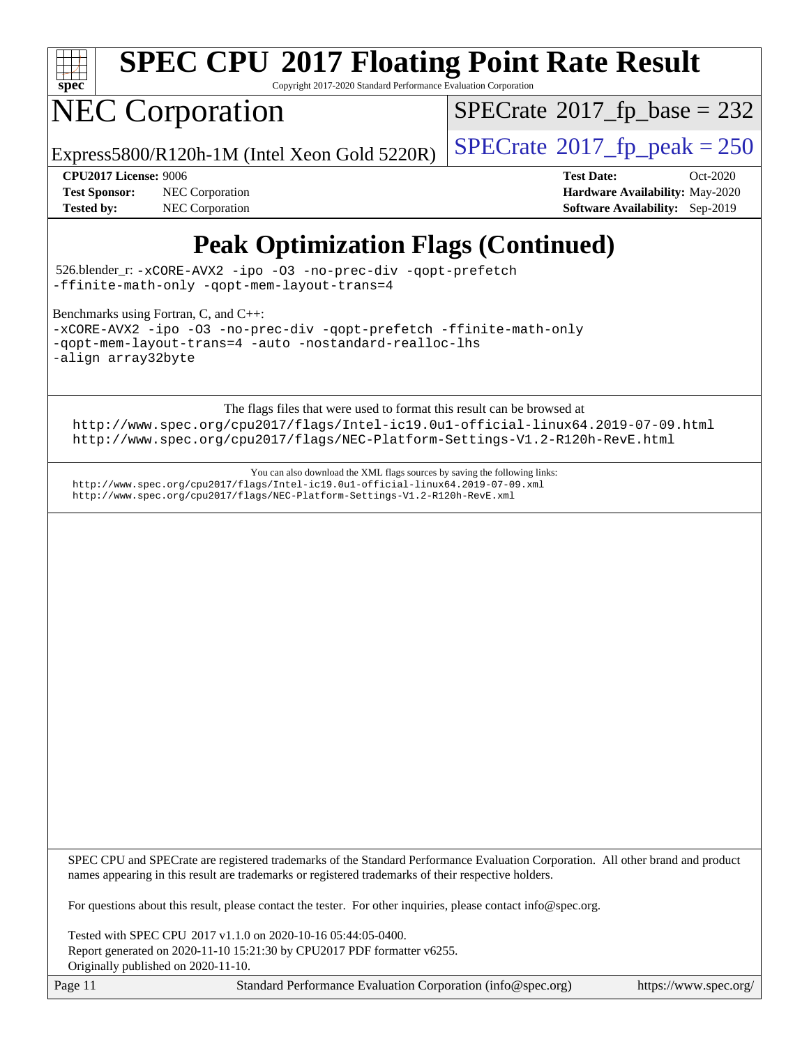# SPEC CPU 2017 Floating Point Rate Result

Copyright 2017-2020 Standard Performance Evaluation Corporation

# NEC Corporation

Express5800/R120h-1M (Intel Xeon Gold 5220R)

SPECrate 2017_fp_base = 232

SPECrate 2017_fp_peak = 250

**CPU2017 License:** 9006
**Test Sponsor:** NEC Corporation
**Tested by:** NEC Corporation

**Test Date:** Oct-2020
**Hardware Availability:** May-2020
**Software Availability:** Sep-2019

## Peak Optimization Flags (Continued)

526.blender_r: -xCORE-AVX2 -ipo -O3 -no-prec-div -qopt-prefetch -ffinite-math-only -qopt-mem-layout-trans=4

Benchmarks using Fortran, C, and C++:
-xCORE-AVX2 -ipo -O3 -no-prec-div -qopt-prefetch -ffinite-math-only -qopt-mem-layout-trans=4 -auto -nostandard-realloc-lhs -align array32byte

The flags files that were used to format this result can be browsed at
http://www.spec.org/cpu2017/flags/Intel-ic19.0u1-official-linux64.2019-07-09.html
http://www.spec.org/cpu2017/flags/NEC-Platform-Settings-V1.2-R120h-RevE.html

You can also download the XML flags sources by saving the following links:
http://www.spec.org/cpu2017/flags/Intel-ic19.0u1-official-linux64.2019-07-09.xml
http://www.spec.org/cpu2017/flags/NEC-Platform-Settings-V1.2-R120h-RevE.xml

SPEC CPU and SPECrate are registered trademarks of the Standard Performance Evaluation Corporation. All other brand and product names appearing in this result are trademarks or registered trademarks of their respective holders.

For questions about this result, please contact the tester. For other inquiries, please contact info@spec.org.

Tested with SPEC CPU 2017 v1.1.0 on 2020-10-16 05:44:05-0400.
Report generated on 2020-11-10 15:21:30 by CPU2017 PDF formatter v6255.
Originally published on 2020-11-10.